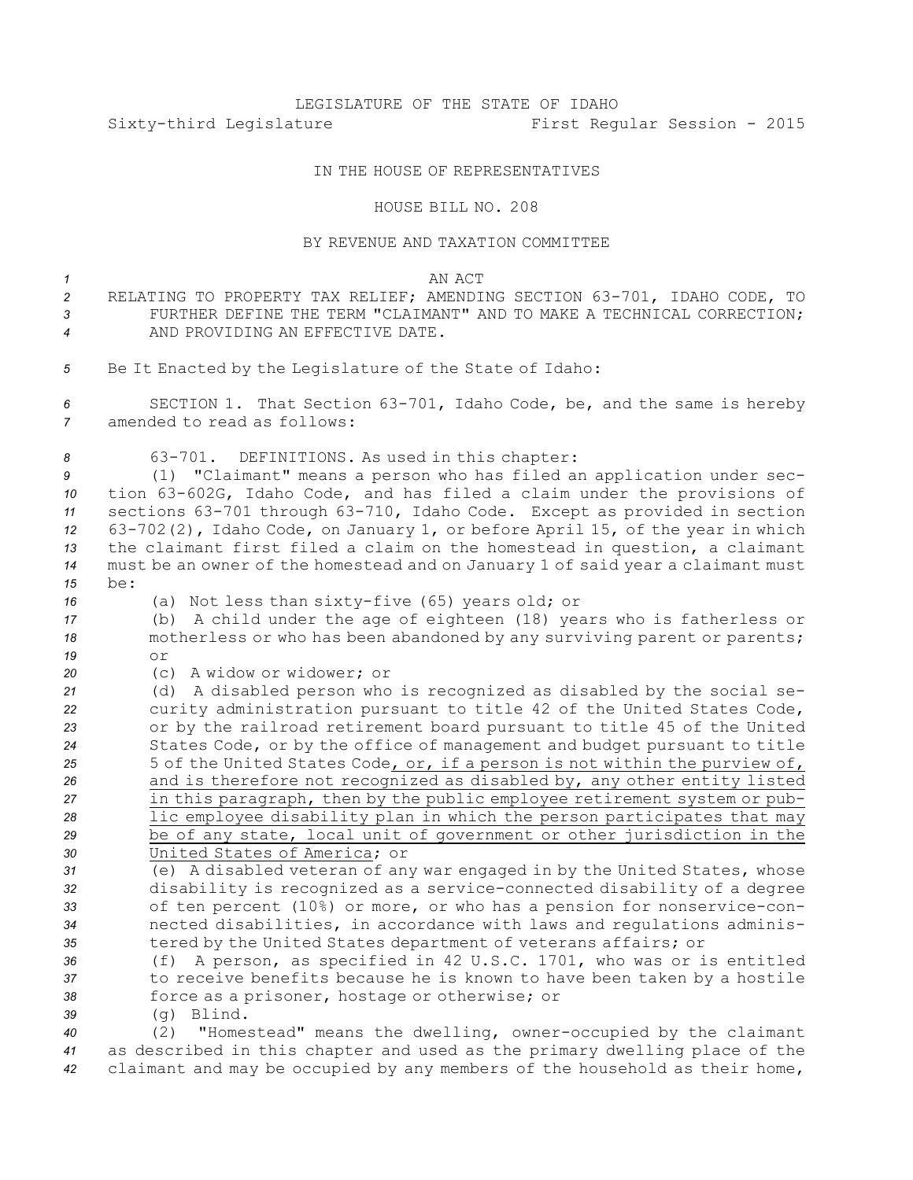LEGISLATURE OF THE STATE OF IDAHO

Sixty-third Legislature First Regular Session - 2015

IN THE HOUSE OF REPRESENTATIVES

HOUSE BILL NO. 208

BY REVENUE AND TAXATION COMMITTEE

AN ACT

RELATING TO PROPERTY TAX RELIEF; AMENDING SECTION 63-701, IDAHO CODE, TO FURTHER DEFINE THE TERM "CLAIMANT" AND TO MAKE A TECHNICAL CORRECTION; AND PROVIDING AN EFFECTIVE DATE.

Be It Enacted by the Legislature of the State of Idaho:

SECTION 1. That Section 63-701, Idaho Code, be, and the same is hereby amended to read as follows:

63-701. DEFINITIONS. As used in this chapter:

(1) "Claimant" means a person who has filed an application under section 63-602G, Idaho Code, and has filed a claim under the provisions of sections 63-701 through 63-710, Idaho Code. Except as provided in section 63-702(2), Idaho Code, on January 1, or before April 15, of the year in which the claimant first filed a claim on the homestead in question, a claimant must be an owner of the homestead and on January 1 of said year a claimant must be:

(a) Not less than sixty-five (65) years old; or

(b) A child under the age of eighteen (18) years who is fatherless or motherless or who has been abandoned by any surviving parent or parents; or

(c) A widow or widower; or

(d) A disabled person who is recognized as disabled by the social security administration pursuant to title 42 of the United States Code, or by the railroad retirement board pursuant to title 45 of the United States Code, or by the office of management and budget pursuant to title 5 of the United States Code, or, if a person is not within the purview of, and is therefore not recognized as disabled by, any other entity listed in this paragraph, then by the public employee retirement system or public employee disability plan in which the person participates that may be of any state, local unit of government or other jurisdiction in the United States of America; or

(e) A disabled veteran of any war engaged in by the United States, whose disability is recognized as a service-connected disability of a degree of ten percent (10%) or more, or who has a pension for nonservice-connected disabilities, in accordance with laws and regulations administered by the United States department of veterans affairs; or

(f) A person, as specified in 42 U.S.C. 1701, who was or is entitled to receive benefits because he is known to have been taken by a hostile force as a prisoner, hostage or otherwise; or

(g) Blind.

(2) "Homestead" means the dwelling, owner-occupied by the claimant as described in this chapter and used as the primary dwelling place of the claimant and may be occupied by any members of the household as their home,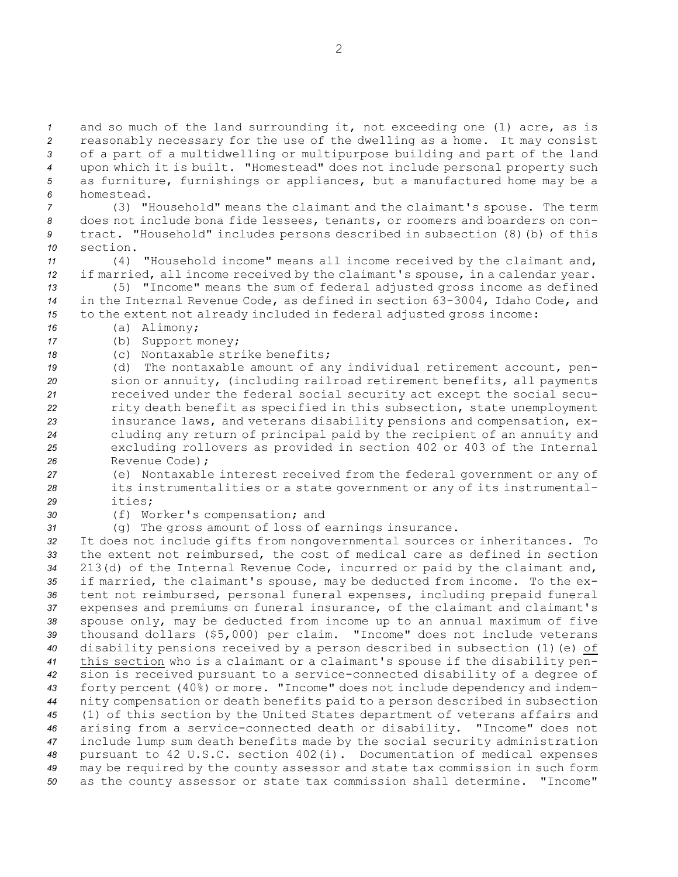and so much of the land surrounding it, not exceeding one (1) acre, as is reasonably necessary for the use of the dwelling as a home. It may consist of a part of a multidwelling or multipurpose building and part of the land upon which it is built. "Homestead" does not include personal property such as furniture, furnishings or appliances, but a manufactured home may be a homestead.

(3) "Household" means the claimant and the claimant's spouse. The term does not include bona fide lessees, tenants, or roomers and boarders on contract. "Household" includes persons described in subsection (8)(b) of this section.

(4) "Household income" means all income received by the claimant and, if married, all income received by the claimant's spouse, in a calendar year.

(5) "Income" means the sum of federal adjusted gross income as defined in the Internal Revenue Code, as defined in section 63-3004, Idaho Code, and to the extent not already included in federal adjusted gross income:

(a) Alimony;

(b) Support money;

(c) Nontaxable strike benefits;

(d) The nontaxable amount of any individual retirement account, pension or annuity, (including railroad retirement benefits, all payments received under the federal social security act except the social security death benefit as specified in this subsection, state unemployment insurance laws, and veterans disability pensions and compensation, excluding any return of principal paid by the recipient of an annuity and excluding rollovers as provided in section 402 or 403 of the Internal Revenue Code);

(e) Nontaxable interest received from the federal government or any of its instrumentalities or a state government or any of its instrumentalities;

(f) Worker's compensation; and

(g) The gross amount of loss of earnings insurance.

It does not include gifts from nongovernmental sources or inheritances. To the extent not reimbursed, the cost of medical care as defined in section 213(d) of the Internal Revenue Code, incurred or paid by the claimant and, if married, the claimant's spouse, may be deducted from income. To the extent not reimbursed, personal funeral expenses, including prepaid funeral expenses and premiums on funeral insurance, of the claimant and claimant's spouse only, may be deducted from income up to an annual maximum of five thousand dollars ($5,000) per claim. "Income" does not include veterans disability pensions received by a person described in subsection (1)(e) of this section who is a claimant or a claimant's spouse if the disability pension is received pursuant to a service-connected disability of a degree of forty percent (40%) or more. "Income" does not include dependency and indemnity compensation or death benefits paid to a person described in subsection (1) of this section by the United States department of veterans affairs and arising from a service-connected death or disability. "Income" does not include lump sum death benefits made by the social security administration pursuant to 42 U.S.C. section 402(i). Documentation of medical expenses may be required by the county assessor and state tax commission in such form as the county assessor or state tax commission shall determine. "Income"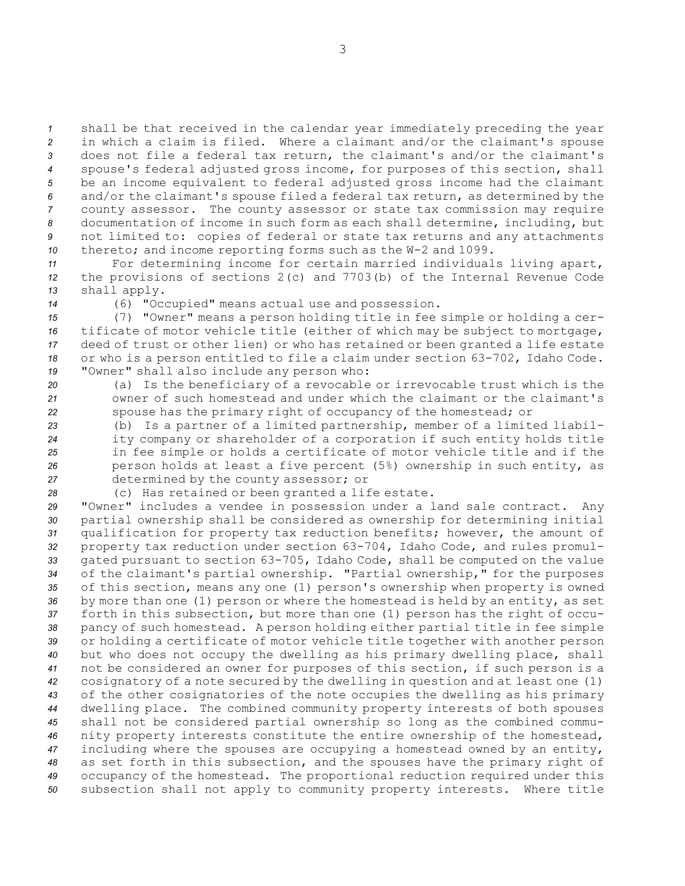shall be that received in the calendar year immediately preceding the year in which a claim is filed. Where a claimant and/or the claimant's spouse does not file a federal tax return, the claimant's and/or the claimant's spouse's federal adjusted gross income, for purposes of this section, shall be an income equivalent to federal adjusted gross income had the claimant and/or the claimant's spouse filed a federal tax return, as determined by the county assessor. The county assessor or state tax commission may require documentation of income in such form as each shall determine, including, but not limited to: copies of federal or state tax returns and any attachments thereto; and income reporting forms such as the W-2 and 1099.

For determining income for certain married individuals living apart, the provisions of sections 2(c) and 7703(b) of the Internal Revenue Code shall apply.

(6) "Occupied" means actual use and possession.

(7) "Owner" means a person holding title in fee simple or holding a certificate of motor vehicle title (either of which may be subject to mortgage, deed of trust or other lien) or who has retained or been granted a life estate or who is a person entitled to file a claim under section 63-702, Idaho Code. "Owner" shall also include any person who:

(a) Is the beneficiary of a revocable or irrevocable trust which is the owner of such homestead and under which the claimant or the claimant's spouse has the primary right of occupancy of the homestead; or

(b) Is a partner of a limited partnership, member of a limited liability company or shareholder of a corporation if such entity holds title in fee simple or holds a certificate of motor vehicle title and if the person holds at least a five percent (5%) ownership in such entity, as determined by the county assessor; or

(c) Has retained or been granted a life estate.

"Owner" includes a vendee in possession under a land sale contract. Any partial ownership shall be considered as ownership for determining initial qualification for property tax reduction benefits; however, the amount of property tax reduction under section 63-704, Idaho Code, and rules promulgated pursuant to section 63-705, Idaho Code, shall be computed on the value of the claimant's partial ownership. "Partial ownership," for the purposes of this section, means any one (1) person's ownership when property is owned by more than one (1) person or where the homestead is held by an entity, as set forth in this subsection, but more than one (1) person has the right of occupancy of such homestead. A person holding either partial title in fee simple or holding a certificate of motor vehicle title together with another person but who does not occupy the dwelling as his primary dwelling place, shall not be considered an owner for purposes of this section, if such person is a cosignatory of a note secured by the dwelling in question and at least one (1) of the other cosignatories of the note occupies the dwelling as his primary dwelling place. The combined community property interests of both spouses shall not be considered partial ownership so long as the combined community property interests constitute the entire ownership of the homestead, including where the spouses are occupying a homestead owned by an entity, as set forth in this subsection, and the spouses have the primary right of occupancy of the homestead. The proportional reduction required under this subsection shall not apply to community property interests. Where title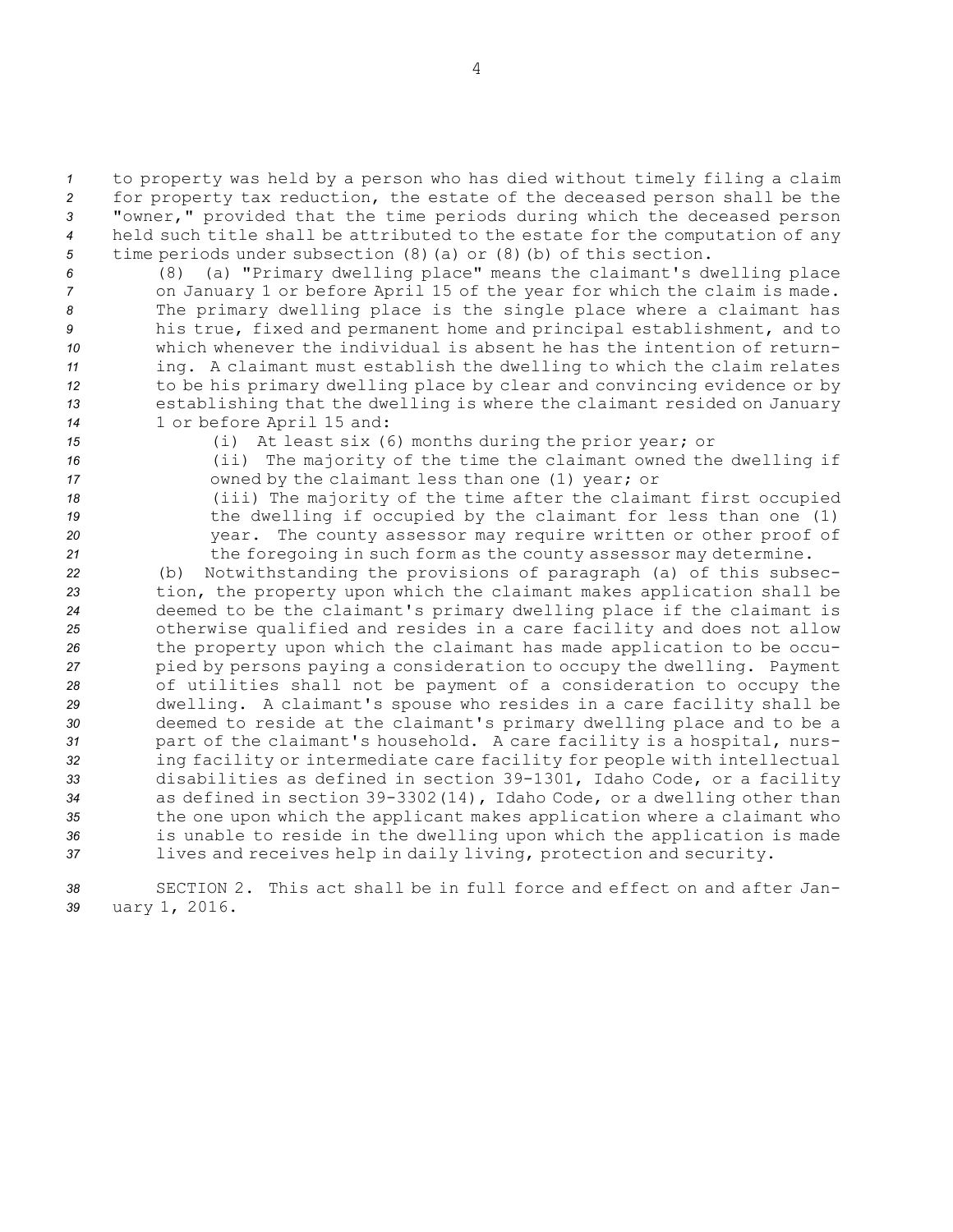to property was held by a person who has died without timely filing a claim for property tax reduction, the estate of the deceased person shall be the "owner," provided that the time periods during which the deceased person held such title shall be attributed to the estate for the computation of any time periods under subsection (8)(a) or (8)(b) of this section.

(8) (a) "Primary dwelling place" means the claimant's dwelling place on January 1 or before April 15 of the year for which the claim is made. The primary dwelling place is the single place where a claimant has his true, fixed and permanent home and principal establishment, and to which whenever the individual is absent he has the intention of returning. A claimant must establish the dwelling to which the claim relates to be his primary dwelling place by clear and convincing evidence or by establishing that the dwelling is where the claimant resided on January 1 or before April 15 and:

(i) At least six (6) months during the prior year; or

(ii) The majority of the time the claimant owned the dwelling if owned by the claimant less than one (1) year; or

(iii) The majority of the time after the claimant first occupied the dwelling if occupied by the claimant for less than one (1) year. The county assessor may require written or other proof of the foregoing in such form as the county assessor may determine.

(b) Notwithstanding the provisions of paragraph (a) of this subsection, the property upon which the claimant makes application shall be deemed to be the claimant's primary dwelling place if the claimant is otherwise qualified and resides in a care facility and does not allow the property upon which the claimant has made application to be occupied by persons paying a consideration to occupy the dwelling. Payment of utilities shall not be payment of a consideration to occupy the dwelling. A claimant's spouse who resides in a care facility shall be deemed to reside at the claimant's primary dwelling place and to be a part of the claimant's household. A care facility is a hospital, nursing facility or intermediate care facility for people with intellectual disabilities as defined in section 39-1301, Idaho Code, or a facility as defined in section 39-3302(14), Idaho Code, or a dwelling other than the one upon which the applicant makes application where a claimant who is unable to reside in the dwelling upon which the application is made lives and receives help in daily living, protection and security.

SECTION 2. This act shall be in full force and effect on and after January 1, 2016.